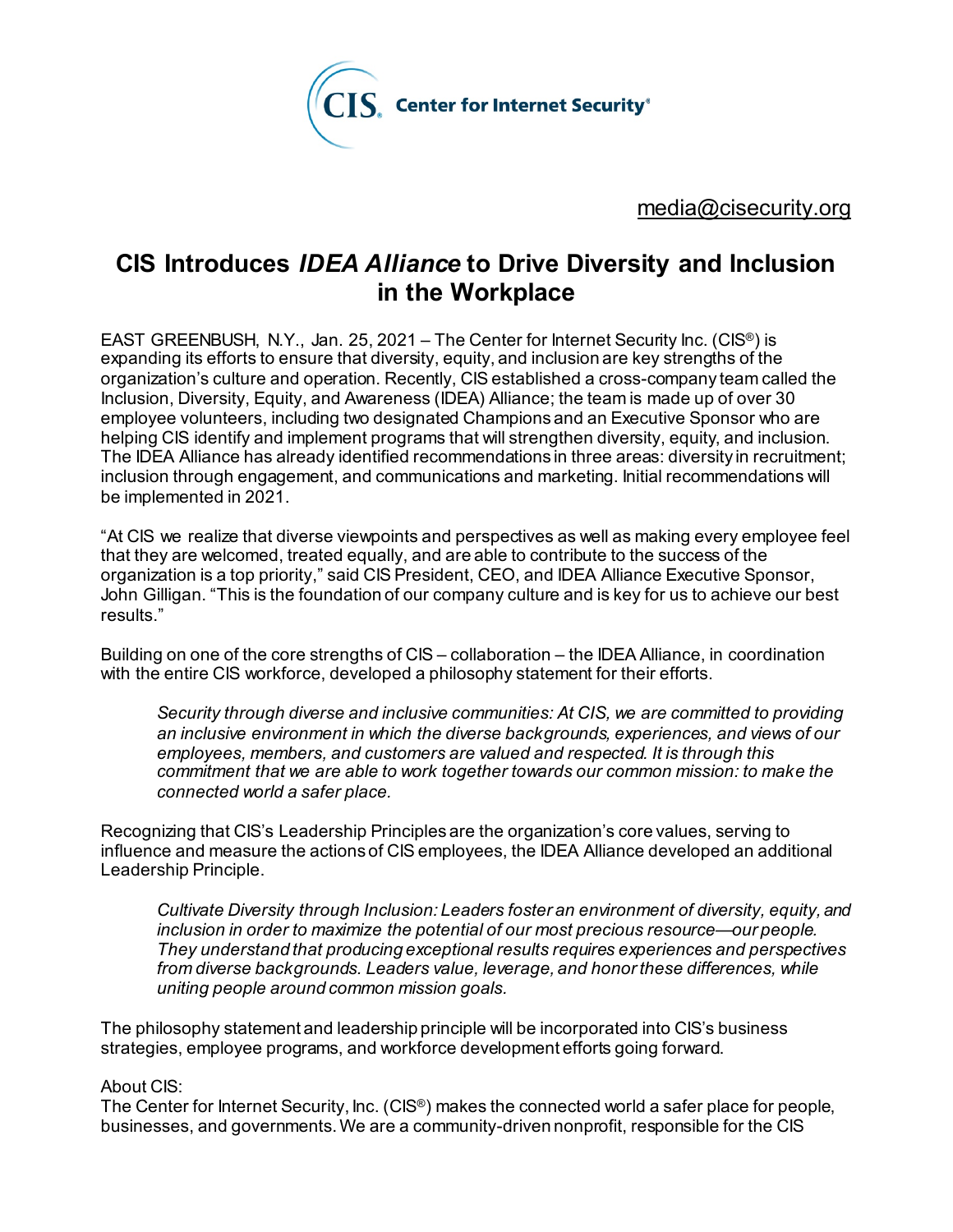CIS. Center for Internet Security®

media@cisecurity.org

# CIS Introduces *IDEA Alliance* to Drive Diversity and Inclusion in the Workplace

EAST GREENBUSH, N.Y., Jan. 25, 2021 – The Center for Internet Security Inc. (CIS®) is expanding its efforts to ensure that diversity, equity, and inclusion are key strengths of the organization's culture and operation. Recently, CIS established a cross-company team called the Inclusion, Diversity, Equity, and Awareness (IDEA) Alliance; the team is made up of over 30 employee volunteers, including two designated Champions and an Executive Sponsor who are helping CIS identify and implement programs that will strengthen diversity, equity, and inclusion. The IDEA Alliance has already identified recommendations in three areas: diversity in recruitment; inclusion through engagement, and communications and marketing. Initial recommendations will be implemented in 2021.

"At CIS we realize that diverse viewpoints and perspectives as well as making every employee feel that they are welcomed, treated equally, and are able to contribute to the success of the organization is a top priority," said CIS President, CEO, and IDEA Alliance Executive Sponsor, John Gilligan. "This is the foundation of our company culture and is key for us to achieve our best results."

Building on one of the core strengths of CIS – collaboration – the IDEA Alliance, in coordination with the entire CIS workforce, developed a philosophy statement for their efforts.

> *Security through diverse and inclusive communities: At CIS, we are committed to providing an inclusive environment in which the diverse backgrounds, experiences, and views of our employees, members, and customers are valued and respected. It is through this commitment that we are able to work together towards our common mission: to make the connected world a safer place.*

Recognizing that CIS's Leadership Principles are the organization's core values, serving to influence and measure the actions of CIS employees, the IDEA Alliance developed an additional Leadership Principle.

> *Cultivate Diversity through Inclusion: Leaders foster an environment of diversity, equity, and inclusion in order to maximize the potential of our most precious resource—our people. They understand that producing exceptional results requires experiences and perspectives from diverse backgrounds. Leaders value, leverage, and honor these differences, while uniting people around common mission goals.*

The philosophy statement and leadership principle will be incorporated into CIS's business strategies, employee programs, and workforce development efforts going forward.

About CIS:
The Center for Internet Security, Inc. (CIS®) makes the connected world a safer place for people, businesses, and governments. We are a community-driven nonprofit, responsible for the CIS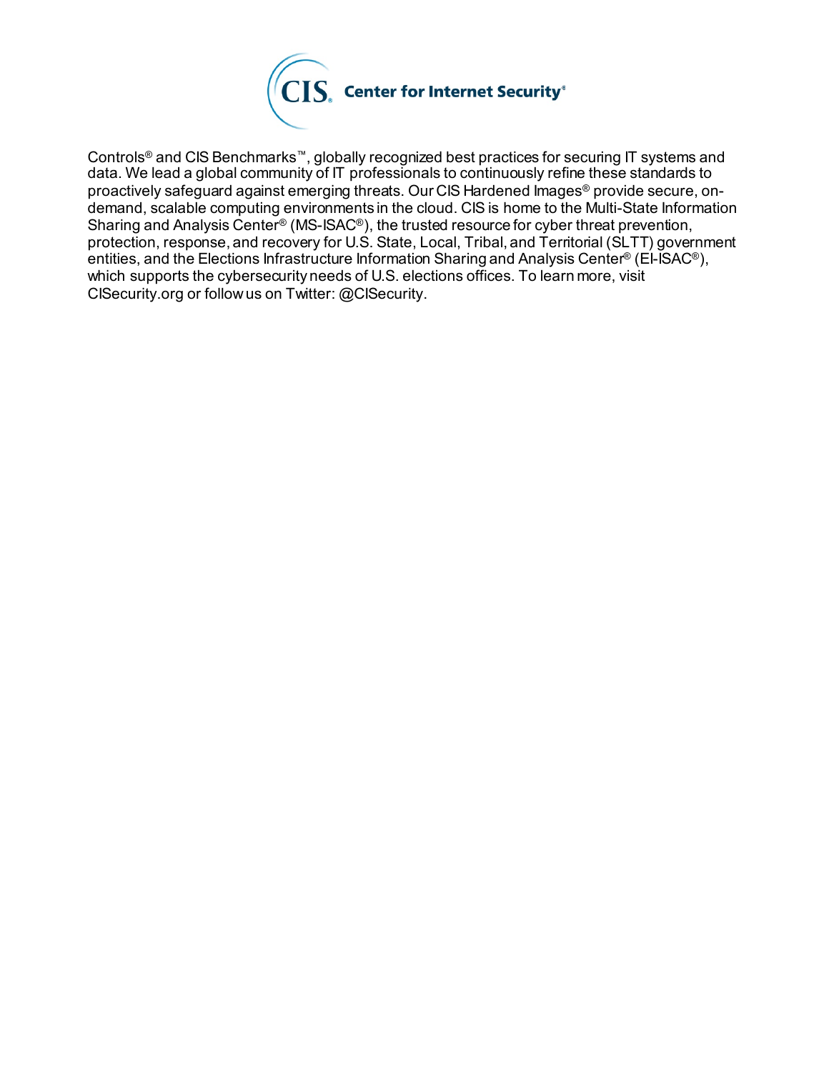Controls® and CIS Benchmarks™, globally recognized best practices for securing IT systems and data. We lead a global community of IT professionals to continuously refine these standards to proactively safeguard against emerging threats. Our CIS Hardened Images® provide secure, on-demand, scalable computing environments in the cloud. CIS is home to the Multi-State Information Sharing and Analysis Center® (MS-ISAC®), the trusted resource for cyber threat prevention, protection, response, and recovery for U.S. State, Local, Tribal, and Territorial (SLTT) government entities, and the Elections Infrastructure Information Sharing and Analysis Center® (EI-ISAC®), which supports the cybersecurity needs of U.S. elections offices. To learn more, visit CISecurity.org or follow us on Twitter: @CISecurity.